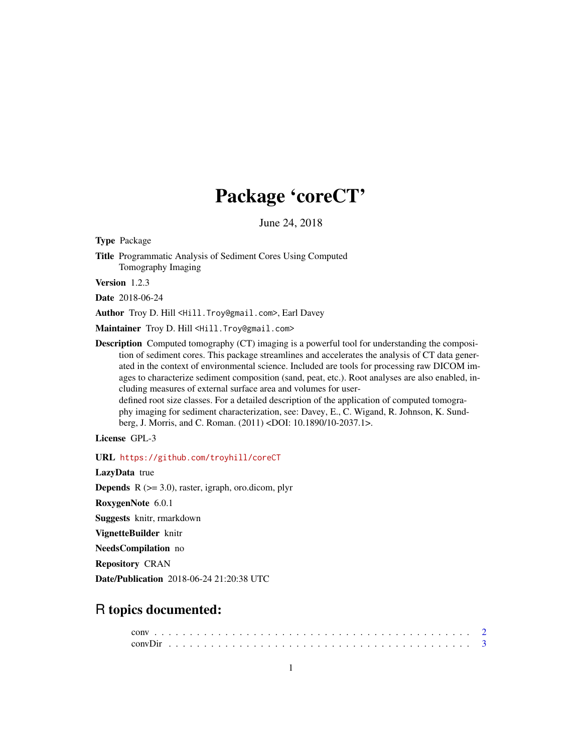# Package 'coreCT'

June 24, 2018

**Type** Package

**Title** Programmatic Analysis of Sediment Cores Using Computed Tomography Imaging

**Version** 1.2.3

**Date** 2018-06-24

**Author** Troy D. Hill <Hill.Troy@gmail.com>, Earl Davey

**Maintainer** Troy D. Hill <Hill.Troy@gmail.com>

**Description** Computed tomography (CT) imaging is a powerful tool for understanding the composition of sediment cores. This package streamlines and accelerates the analysis of CT data generated in the context of environmental science. Included are tools for processing raw DICOM images to characterize sediment composition (sand, peat, etc.). Root analyses are also enabled, including measures of external surface area and volumes for user-defined root size classes. For a detailed description of the application of computed tomography imaging for sediment characterization, see: Davey, E., C. Wigand, R. Johnson, K. Sundberg, J. Morris, and C. Roman. (2011) <DOI: 10.1890/10-2037.1>.

**License** GPL-3

**URL** https://github.com/troyhill/coreCT

**LazyData** true

**Depends** R (>= 3.0), raster, igraph, oro.dicom, plyr

**RoxygenNote** 6.0.1

**Suggests** knitr, rmarkdown

**VignetteBuilder** knitr

**NeedsCompilation** no

**Repository** CRAN

**Date/Publication** 2018-06-24 21:20:38 UTC

## R topics documented:

conv . . . . . . . . . . . . . . . . . . . . . . . . . . . . . . . . . . . . . . . . . . 2
convDir . . . . . . . . . . . . . . . . . . . . . . . . . . . . . . . . . . . . . . . . 3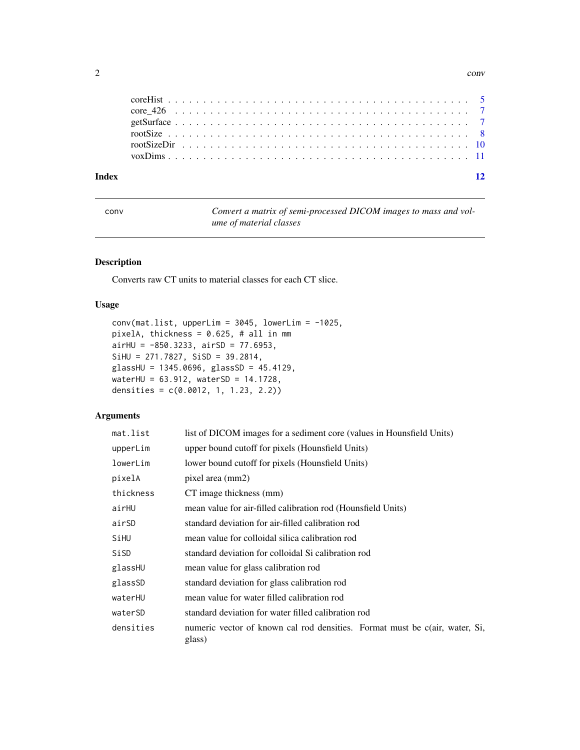coreHist . . . . . . . . . . . . . . . . . . . . . . . . . . . . . . . . . . . . . . . . 5
core_426 . . . . . . . . . . . . . . . . . . . . . . . . . . . . . . . . . . . . . . . . 7
getSurface . . . . . . . . . . . . . . . . . . . . . . . . . . . . . . . . . . . . . . . 7
rootSize . . . . . . . . . . . . . . . . . . . . . . . . . . . . . . . . . . . . . . . . 8
rootSizeDir . . . . . . . . . . . . . . . . . . . . . . . . . . . . . . . . . . . . . . 10
voxDims . . . . . . . . . . . . . . . . . . . . . . . . . . . . . . . . . . . . . . . . 11

**Index** **12**

---

## conv — *Convert a matrix of semi-processed DICOM images to mass and volume of material classes*

### Description

Converts raw CT units to material classes for each CT slice.

### Usage

```
conv(mat.list, upperLim = 3045, lowerLim = -1025,
pixelA, thickness = 0.625, # all in mm
airHU = -850.3233, airSD = 77.6953,
SiHU = 271.7827, SiSD = 39.2814,
glassHU = 1345.0696, glassSD = 45.4129,
waterHU = 63.912, waterSD = 14.1728,
densities = c(0.0012, 1, 1.23, 2.2))
```

### Arguments

| | |
|---|---|
| `mat.list` | list of DICOM images for a sediment core (values in Hounsfield Units) |
| `upperLim` | upper bound cutoff for pixels (Hounsfield Units) |
| `lowerLim` | lower bound cutoff for pixels (Hounsfield Units) |
| `pixelA` | pixel area (mm2) |
| `thickness` | CT image thickness (mm) |
| `airHU` | mean value for air-filled calibration rod (Hounsfield Units) |
| `airSD` | standard deviation for air-filled calibration rod |
| `SiHU` | mean value for colloidal silica calibration rod |
| `SiSD` | standard deviation for colloidal Si calibration rod |
| `glassHU` | mean value for glass calibration rod |
| `glassSD` | standard deviation for glass calibration rod |
| `waterHU` | mean value for water filled calibration rod |
| `waterSD` | standard deviation for water filled calibration rod |
| `densities` | numeric vector of known cal rod densities. Format must be c(air, water, Si, glass) |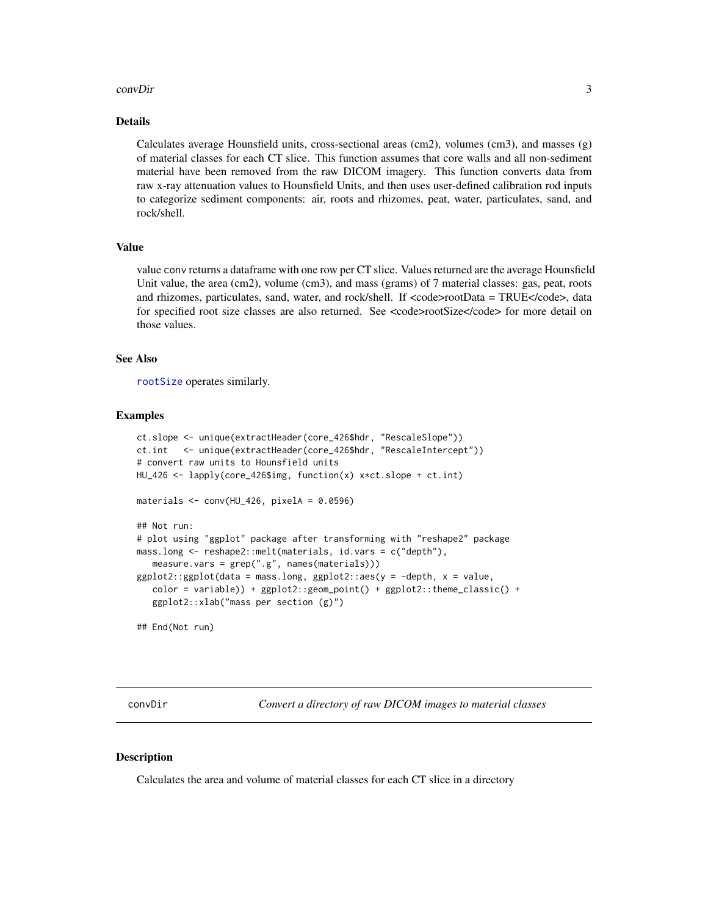### Details

Calculates average Hounsfield units, cross-sectional areas (cm2), volumes (cm3), and masses (g) of material classes for each CT slice. This function assumes that core walls and all non-sediment material have been removed from the raw DICOM imagery. This function converts data from raw x-ray attenuation values to Hounsfield Units, and then uses user-defined calibration rod inputs to categorize sediment components: air, roots and rhizomes, peat, water, particulates, sand, and rock/shell.

### Value

value conv returns a dataframe with one row per CT slice. Values returned are the average Hounsfield Unit value, the area (cm2), volume (cm3), and mass (grams) of 7 material classes: gas, peat, roots and rhizomes, particulates, sand, water, and rock/shell. If <code>rootData = TRUE</code>, data for specified root size classes are also returned. See <code>rootSize</code> for more detail on those values.

### See Also

rootSize operates similarly.

### Examples

```
ct.slope <- unique(extractHeader(core_426$hdr, "RescaleSlope"))
ct.int   <- unique(extractHeader(core_426$hdr, "RescaleIntercept"))
# convert raw units to Hounsfield units
HU_426 <- lapply(core_426$img, function(x) x*ct.slope + ct.int)

materials <- conv(HU_426, pixelA = 0.0596)

## Not run:
# plot using "ggplot" package after transforming with "reshape2" package
mass.long <- reshape2::melt(materials, id.vars = c("depth"),
   measure.vars = grep(".g", names(materials)))
ggplot2::ggplot(data = mass.long, ggplot2::aes(y = -depth, x = value,
   color = variable)) + ggplot2::geom_point() + ggplot2::theme_classic() +
   ggplot2::xlab("mass per section (g)")

## End(Not run)
```

---

## convDir — *Convert a directory of raw DICOM images to material classes*

### Description

Calculates the area and volume of material classes for each CT slice in a directory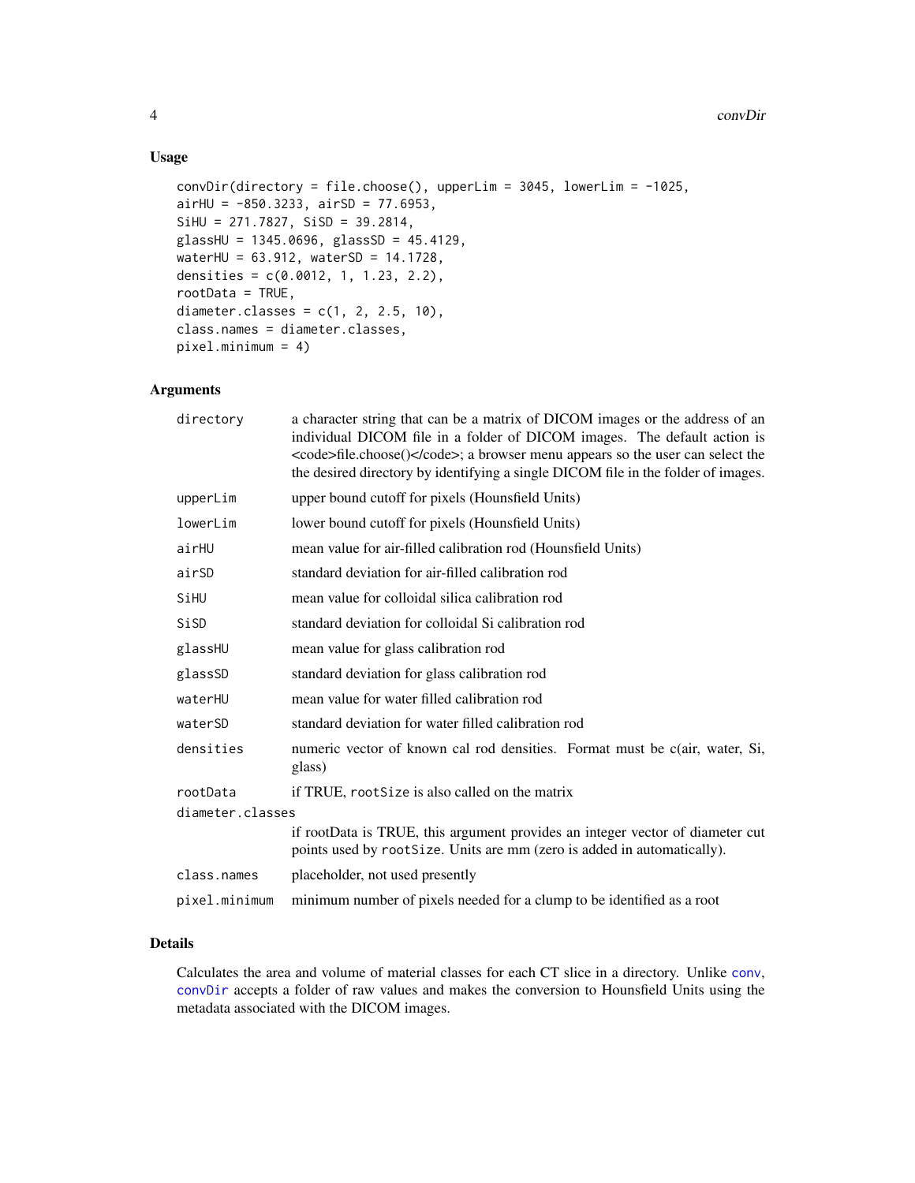## Usage

```
convDir(directory = file.choose(), upperLim = 3045, lowerLim = -1025,
airHU = -850.3233, airSD = 77.6953,
SiHU = 271.7827, SiSD = 39.2814,
glassHU = 1345.0696, glassSD = 45.4129,
waterHU = 63.912, waterSD = 14.1728,
densities = c(0.0012, 1, 1.23, 2.2),
rootData = TRUE,
diameter.classes = c(1, 2, 2.5, 10),
class.names = diameter.classes,
pixel.minimum = 4)
```

## Arguments

| Argument | Description |
|---|---|
| `directory` | a character string that can be a matrix of DICOM images or the address of an individual DICOM file in a folder of DICOM images. The default action is <code>file.choose()</code>; a browser menu appears so the user can select the the desired directory by identifying a single DICOM file in the folder of images. |
| `upperLim` | upper bound cutoff for pixels (Hounsfield Units) |
| `lowerLim` | lower bound cutoff for pixels (Hounsfield Units) |
| `airHU` | mean value for air-filled calibration rod (Hounsfield Units) |
| `airSD` | standard deviation for air-filled calibration rod |
| `SiHU` | mean value for colloidal silica calibration rod |
| `SiSD` | standard deviation for colloidal Si calibration rod |
| `glassHU` | mean value for glass calibration rod |
| `glassSD` | standard deviation for glass calibration rod |
| `waterHU` | mean value for water filled calibration rod |
| `waterSD` | standard deviation for water filled calibration rod |
| `densities` | numeric vector of known cal rod densities. Format must be c(air, water, Si, glass) |
| `rootData` | if TRUE, `rootSize` is also called on the matrix |
| `diameter.classes` | if rootData is TRUE, this argument provides an integer vector of diameter cut points used by `rootSize`. Units are mm (zero is added in automatically). |
| `class.names` | placeholder, not used presently |
| `pixel.minimum` | minimum number of pixels needed for a clump to be identified as a root |

## Details

Calculates the area and volume of material classes for each CT slice in a directory. Unlike `conv`, `convDir` accepts a folder of raw values and makes the conversion to Hounsfield Units using the metadata associated with the DICOM images.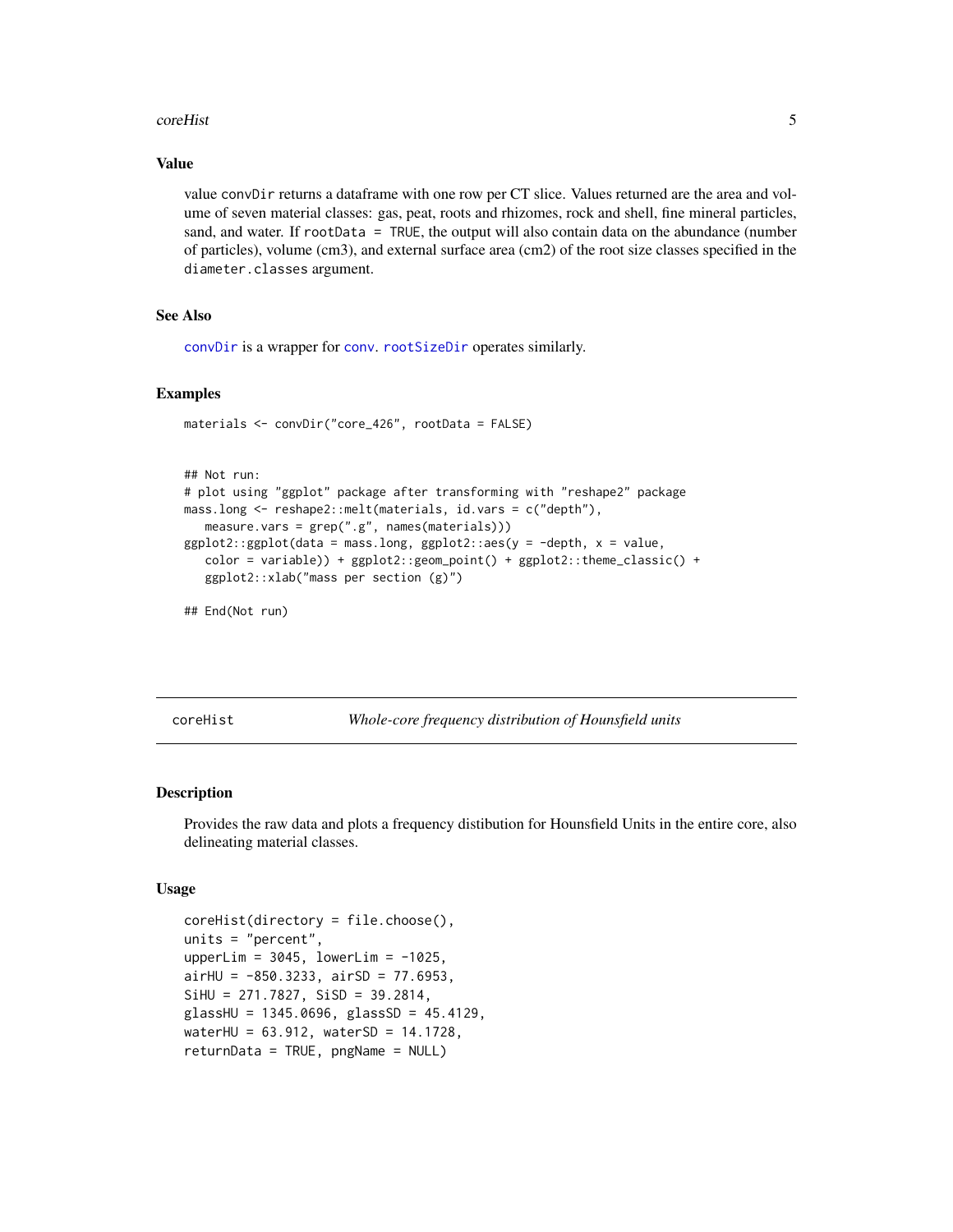### Value

value convDir returns a dataframe with one row per CT slice. Values returned are the area and volume of seven material classes: gas, peat, roots and rhizomes, rock and shell, fine mineral particles, sand, and water. If rootData = TRUE, the output will also contain data on the abundance (number of particles), volume (cm3), and external surface area (cm2) of the root size classes specified in the diameter.classes argument.

### See Also

convDir is a wrapper for conv. rootSizeDir operates similarly.

### Examples

```
materials <- convDir("core_426", rootData = FALSE)


## Not run:
# plot using "ggplot" package after transforming with "reshape2" package
mass.long <- reshape2::melt(materials, id.vars = c("depth"),
   measure.vars = grep(".g", names(materials)))
ggplot2::ggplot(data = mass.long, ggplot2::aes(y = -depth, x = value,
   color = variable)) + ggplot2::geom_point() + ggplot2::theme_classic() +
   ggplot2::xlab("mass per section (g)")

## End(Not run)
```

## coreHist — *Whole-core frequency distribution of Hounsfield units*

### Description

Provides the raw data and plots a frequency distibution for Hounsfield Units in the entire core, also delineating material classes.

### Usage

```
coreHist(directory = file.choose(),
units = "percent",
upperLim = 3045, lowerLim = -1025,
airHU = -850.3233, airSD = 77.6953,
SiHU = 271.7827, SiSD = 39.2814,
glassHU = 1345.0696, glassSD = 45.4129,
waterHU = 63.912, waterSD = 14.1728,
returnData = TRUE, pngName = NULL)
```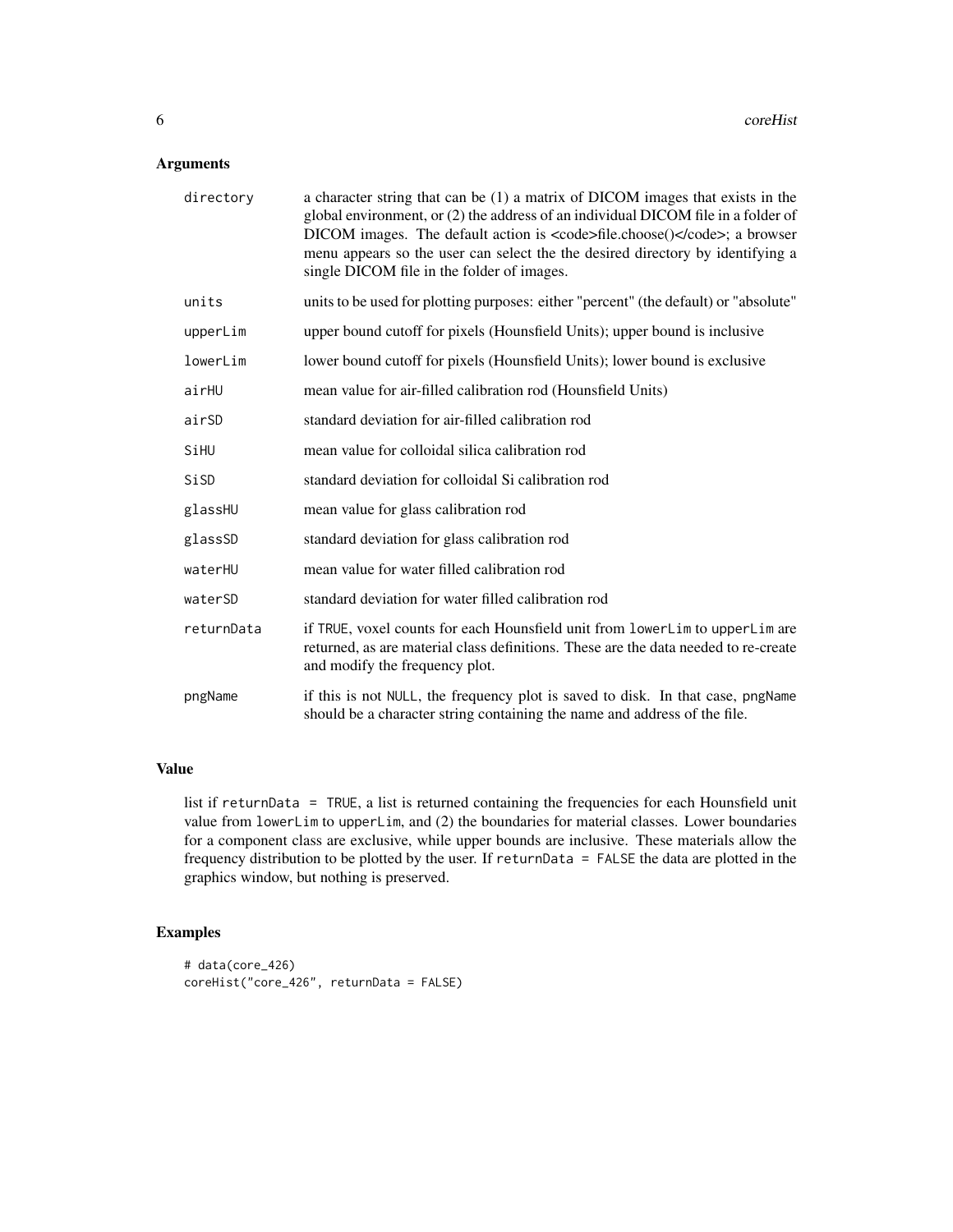## Arguments

| | |
|---|---|
| directory | a character string that can be (1) a matrix of DICOM images that exists in the global environment, or (2) the address of an individual DICOM file in a folder of DICOM images. The default action is <code>file.choose()</code>; a browser menu appears so the user can select the the desired directory by identifying a single DICOM file in the folder of images. |
| units | units to be used for plotting purposes: either "percent" (the default) or "absolute" |
| upperLim | upper bound cutoff for pixels (Hounsfield Units); upper bound is inclusive |
| lowerLim | lower bound cutoff for pixels (Hounsfield Units); lower bound is exclusive |
| airHU | mean value for air-filled calibration rod (Hounsfield Units) |
| airSD | standard deviation for air-filled calibration rod |
| SiHU | mean value for colloidal silica calibration rod |
| SiSD | standard deviation for colloidal Si calibration rod |
| glassHU | mean value for glass calibration rod |
| glassSD | standard deviation for glass calibration rod |
| waterHU | mean value for water filled calibration rod |
| waterSD | standard deviation for water filled calibration rod |
| returnData | if TRUE, voxel counts for each Hounsfield unit from lowerLim to upperLim are returned, as are material class definitions. These are the data needed to re-create and modify the frequency plot. |
| pngName | if this is not NULL, the frequency plot is saved to disk. In that case, pngName should be a character string containing the name and address of the file. |

## Value

list if returnData = TRUE, a list is returned containing the frequencies for each Hounsfield unit value from lowerLim to upperLim, and (2) the boundaries for material classes. Lower boundaries for a component class are exclusive, while upper bounds are inclusive. These materials allow the frequency distribution to be plotted by the user. If returnData = FALSE the data are plotted in the graphics window, but nothing is preserved.

## Examples

```
# data(core_426)
coreHist("core_426", returnData = FALSE)
```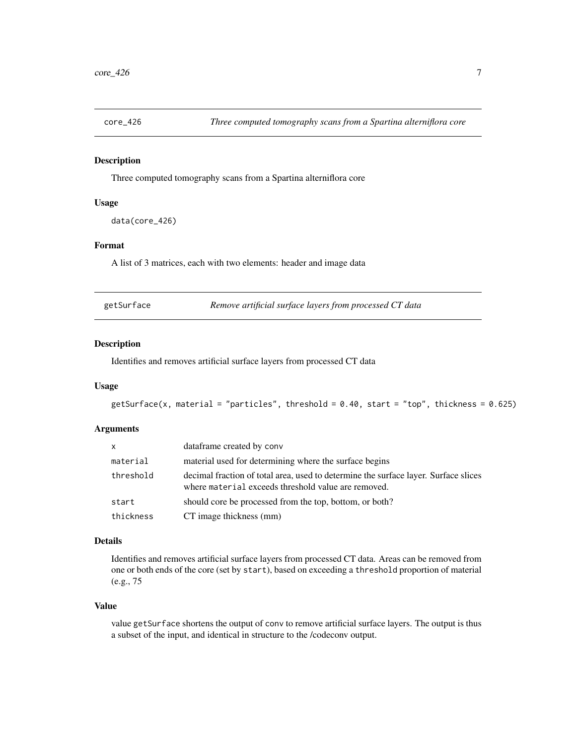## core_426 — *Three computed tomography scans from a Spartina alterniflora core*

### Description

Three computed tomography scans from a Spartina alterniflora core

### Usage

```
data(core_426)
```

### Format

A list of 3 matrices, each with two elements: header and image data

## getSurface — *Remove artificial surface layers from processed CT data*

### Description

Identifies and removes artificial surface layers from processed CT data

### Usage

```
getSurface(x, material = "particles", threshold = 0.40, start = "top", thickness = 0.625)
```

### Arguments

| | |
|---|---|
| x | dataframe created by conv |
| material | material used for determining where the surface begins |
| threshold | decimal fraction of total area, used to determine the surface layer. Surface slices where material exceeds threshold value are removed. |
| start | should core be processed from the top, bottom, or both? |
| thickness | CT image thickness (mm) |

### Details

Identifies and removes artificial surface layers from processed CT data. Areas can be removed from one or both ends of the core (set by start), based on exceeding a threshold proportion of material (e.g., 75

### Value

value getSurface shortens the output of conv to remove artificial surface layers. The output is thus a subset of the input, and identical in structure to the /codeconv output.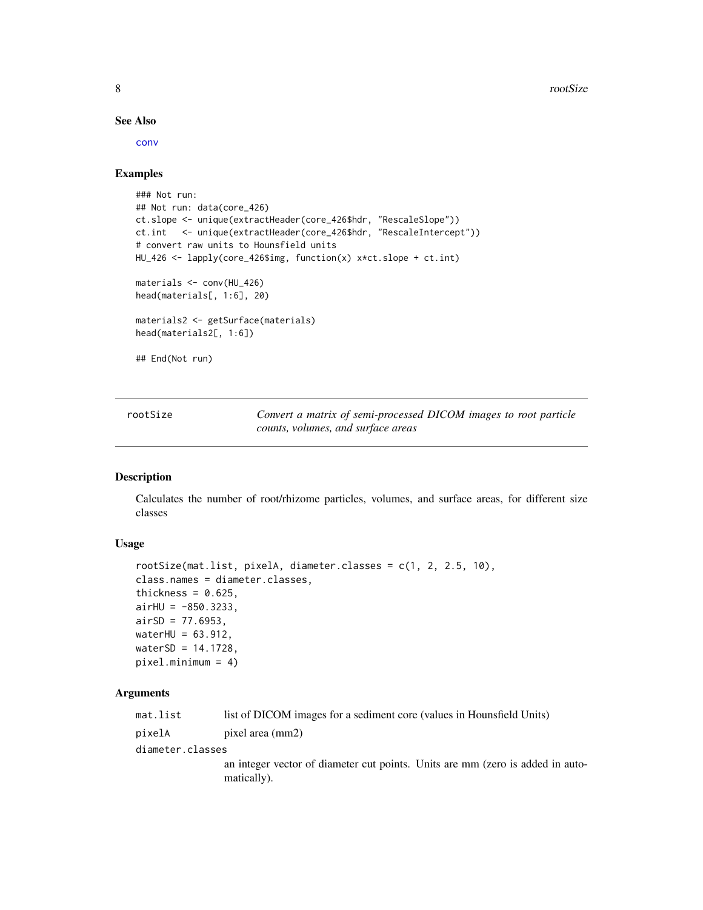### See Also

conv

### Examples

```
### Not run:
## Not run: data(core_426)
ct.slope <- unique(extractHeader(core_426$hdr, "RescaleSlope"))
ct.int   <- unique(extractHeader(core_426$hdr, "RescaleIntercept"))
# convert raw units to Hounsfield units
HU_426 <- lapply(core_426$img, function(x) x*ct.slope + ct.int)

materials <- conv(HU_426)
head(materials[, 1:6], 20)

materials2 <- getSurface(materials)
head(materials2[, 1:6])

## End(Not run)
```

---

## rootSize — *Convert a matrix of semi-processed DICOM images to root particle counts, volumes, and surface areas*

### Description

Calculates the number of root/rhizome particles, volumes, and surface areas, for different size classes

### Usage

```
rootSize(mat.list, pixelA, diameter.classes = c(1, 2, 2.5, 10),
class.names = diameter.classes,
thickness = 0.625,
airHU = -850.3233,
airSD = 77.6953,
waterHU = 63.912,
waterSD = 14.1728,
pixel.minimum = 4)
```

### Arguments

| | |
|---|---|
| mat.list | list of DICOM images for a sediment core (values in Hounsfield Units) |
| pixelA | pixel area (mm2) |
| diameter.classes | an integer vector of diameter cut points. Units are mm (zero is added in automatically). |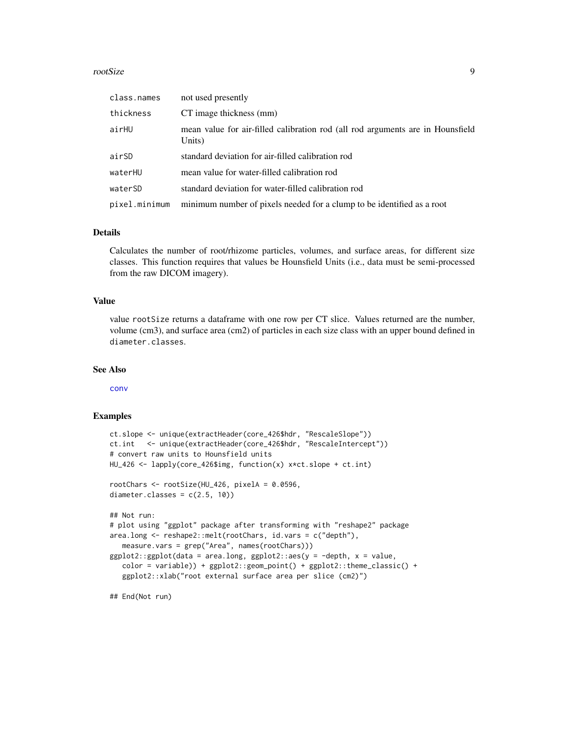| | |
|---|---|
| class.names | not used presently |
| thickness | CT image thickness (mm) |
| airHU | mean value for air-filled calibration rod (all rod arguments are in Hounsfield Units) |
| airSD | standard deviation for air-filled calibration rod |
| waterHU | mean value for water-filled calibration rod |
| waterSD | standard deviation for water-filled calibration rod |
| pixel.minimum | minimum number of pixels needed for a clump to be identified as a root |

## Details

Calculates the number of root/rhizome particles, volumes, and surface areas, for different size classes. This function requires that values be Hounsfield Units (i.e., data must be semi-processed from the raw DICOM imagery).

## Value

value `rootSize` returns a dataframe with one row per CT slice. Values returned are the number, volume (cm3), and surface area (cm2) of particles in each size class with an upper bound defined in `diameter.classes`.

## See Also

`conv`

## Examples

```
ct.slope <- unique(extractHeader(core_426$hdr, "RescaleSlope"))
ct.int   <- unique(extractHeader(core_426$hdr, "RescaleIntercept"))
# convert raw units to Hounsfield units
HU_426 <- lapply(core_426$img, function(x) x*ct.slope + ct.int)

rootChars <- rootSize(HU_426, pixelA = 0.0596,
diameter.classes = c(2.5, 10))

## Not run:
# plot using "ggplot" package after transforming with "reshape2" package
area.long <- reshape2::melt(rootChars, id.vars = c("depth"),
   measure.vars = grep("Area", names(rootChars)))
ggplot2::ggplot(data = area.long, ggplot2::aes(y = -depth, x = value,
   color = variable)) + ggplot2::geom_point() + ggplot2::theme_classic() +
   ggplot2::xlab("root external surface area per slice (cm2)")

## End(Not run)
```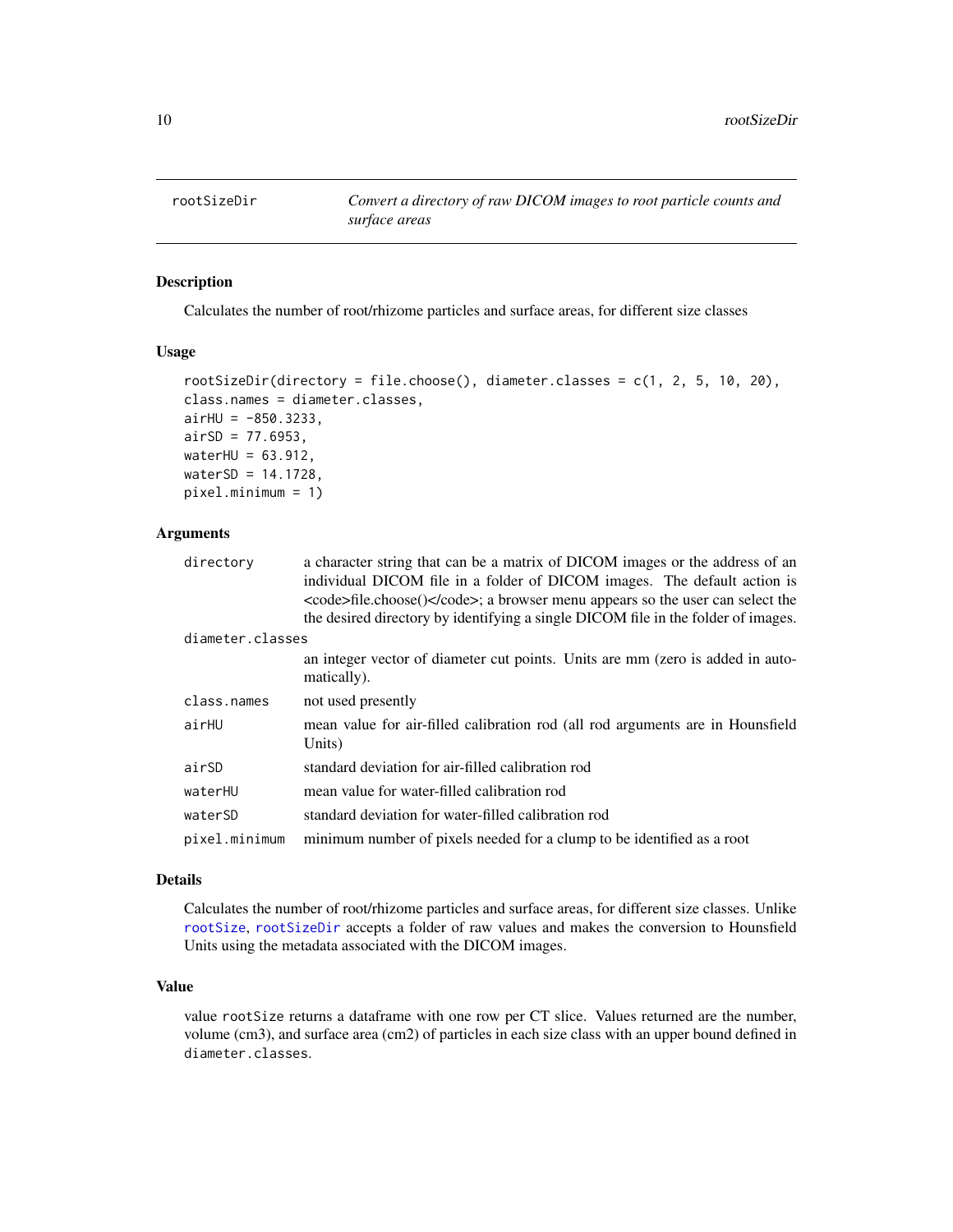## rootSizeDir — *Convert a directory of raw DICOM images to root particle counts and surface areas*

### Description

Calculates the number of root/rhizome particles and surface areas, for different size classes

### Usage

```
rootSizeDir(directory = file.choose(), diameter.classes = c(1, 2, 5, 10, 20),
class.names = diameter.classes,
airHU = -850.3233,
airSD = 77.6953,
waterHU = 63.912,
waterSD = 14.1728,
pixel.minimum = 1)
```

### Arguments

| | |
|---|---|
| `directory` | a character string that can be a matrix of DICOM images or the address of an individual DICOM file in a folder of DICOM images. The default action is <code>file.choose()</code>; a browser menu appears so the user can select the the desired directory by identifying a single DICOM file in the folder of images. |
| `diameter.classes` | an integer vector of diameter cut points. Units are mm (zero is added in automatically). |
| `class.names` | not used presently |
| `airHU` | mean value for air-filled calibration rod (all rod arguments are in Hounsfield Units) |
| `airSD` | standard deviation for air-filled calibration rod |
| `waterHU` | mean value for water-filled calibration rod |
| `waterSD` | standard deviation for water-filled calibration rod |
| `pixel.minimum` | minimum number of pixels needed for a clump to be identified as a root |

### Details

Calculates the number of root/rhizome particles and surface areas, for different size classes. Unlike `rootSize`, `rootSizeDir` accepts a folder of raw values and makes the conversion to Hounsfield Units using the metadata associated with the DICOM images.

### Value

value `rootSize` returns a dataframe with one row per CT slice. Values returned are the number, volume (cm3), and surface area (cm2) of particles in each size class with an upper bound defined in `diameter.classes`.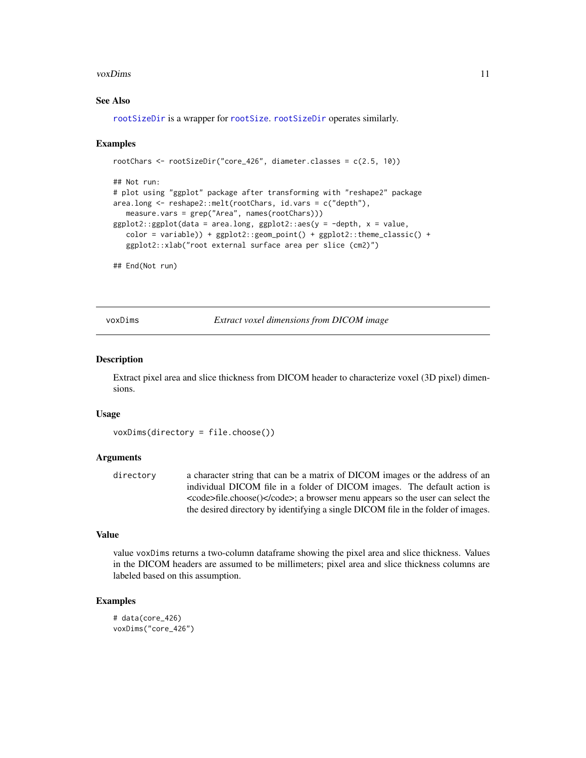### See Also

rootSizeDir is a wrapper for rootSize. rootSizeDir operates similarly.

### Examples

```
rootChars <- rootSizeDir("core_426", diameter.classes = c(2.5, 10))

## Not run:
# plot using "ggplot" package after transforming with "reshape2" package
area.long <- reshape2::melt(rootChars, id.vars = c("depth"),
   measure.vars = grep("Area", names(rootChars)))
ggplot2::ggplot(data = area.long, ggplot2::aes(y = -depth, x = value,
   color = variable)) + ggplot2::geom_point() + ggplot2::theme_classic() +
   ggplot2::xlab("root external surface area per slice (cm2)")

## End(Not run)
```

---

## voxDims — *Extract voxel dimensions from DICOM image*

### Description

Extract pixel area and slice thickness from DICOM header to characterize voxel (3D pixel) dimensions.

### Usage

```
voxDims(directory = file.choose())
```

### Arguments

| | |
|---|---|
| directory | a character string that can be a matrix of DICOM images or the address of an individual DICOM file in a folder of DICOM images. The default action is <code>file.choose()</code>; a browser menu appears so the user can select the the desired directory by identifying a single DICOM file in the folder of images. |

### Value

value voxDims returns a two-column dataframe showing the pixel area and slice thickness. Values in the DICOM headers are assumed to be millimeters; pixel area and slice thickness columns are labeled based on this assumption.

### Examples

```
# data(core_426)
voxDims("core_426")
```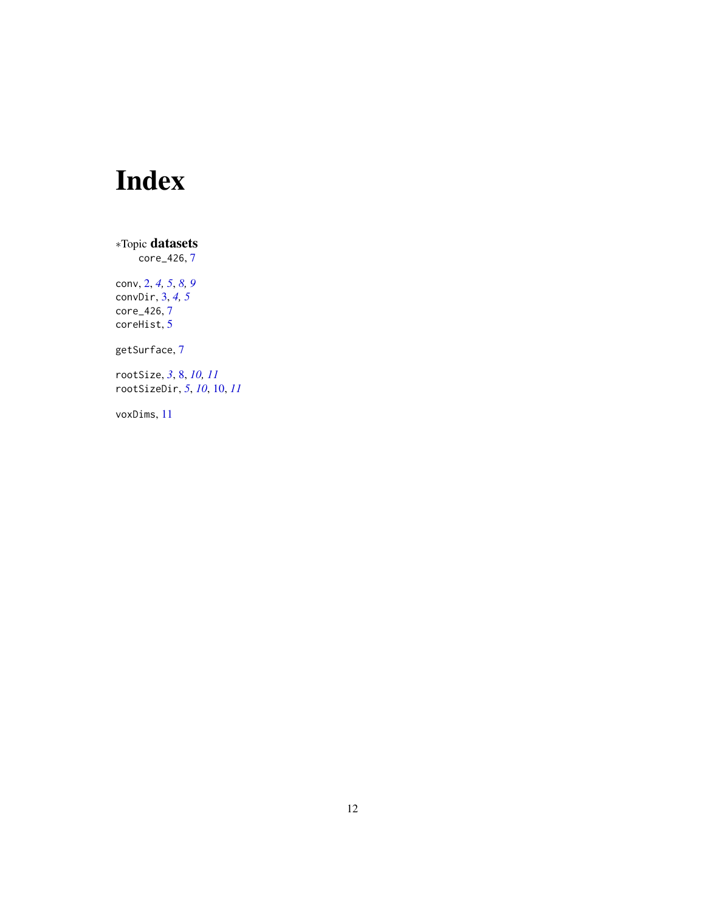# Index

*Topic **datasets**
  core_426, 7

conv, 2, *4, 5*, *8, 9*
convDir, 3, *4, 5*
core_426, 7
coreHist, 5

getSurface, 7

rootSize, *3*, 8, *10, 11*
rootSizeDir, *5*, *10*, 10, *11*

voxDims, 11